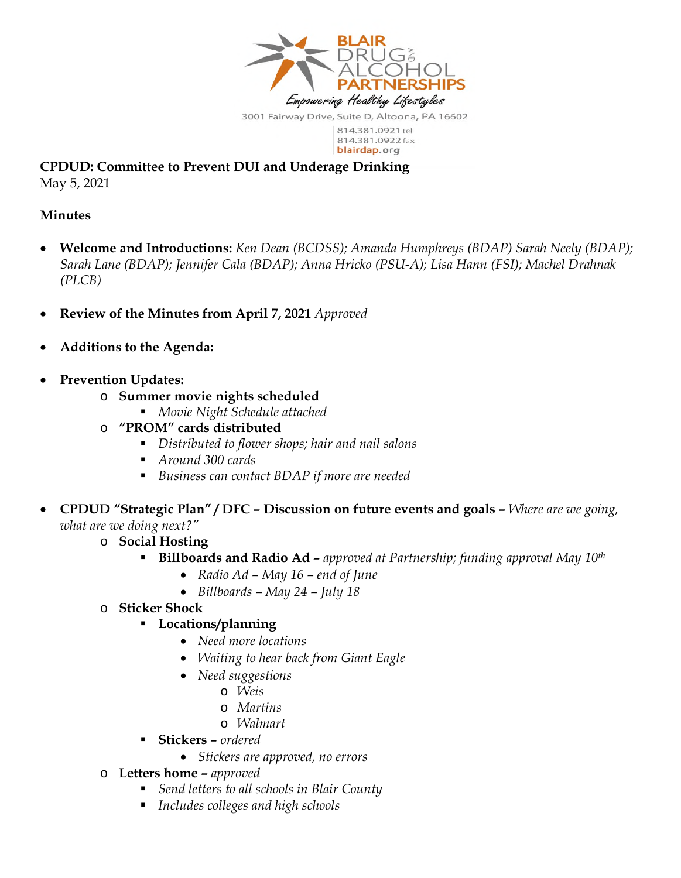BLAIR DRUG AND ALCOHOL PARTNERSHIPS
*Empowering Healthy Lifestyles*
3001 Fairway Drive, Suite D, Altoona, PA 16602
814.381.0921 tel
814.381.0922 fax
blairdap.org

**CPDUD: Committee to Prevent DUI and Underage Drinking**
May 5, 2021

**Minutes**

- **Welcome and Introductions:** *Ken Dean (BCDSS); Amanda Humphreys (BDAP) Sarah Neely (BDAP); Sarah Lane (BDAP); Jennifer Cala (BDAP); Anna Hricko (PSU-A); Lisa Hann (FSI); Machel Drahnak (PLCB)*

- **Review of the Minutes from April 7, 2021** *Approved*

- **Additions to the Agenda:**

- **Prevention Updates:**
    - **Summer movie nights scheduled**
        - *Movie Night Schedule attached*
    - **"PROM" cards distributed**
        - *Distributed to flower shops; hair and nail salons*
        - *Around 300 cards*
        - *Business can contact BDAP if more are needed*

- **CPDUD "Strategic Plan" / DFC – Discussion on future events and goals –** *Where are we going, what are we doing next?"*
    - **Social Hosting**
        - **Billboards and Radio Ad –** *approved at Partnership; funding approval May 10th*
            - *Radio Ad – May 16 – end of June*
            - *Billboards – May 24 – July 18*
    - **Sticker Shock**
        - **Locations/planning**
            - *Need more locations*
            - *Waiting to hear back from Giant Eagle*
            - *Need suggestions*
                - *Weis*
                - *Martins*
                - *Walmart*
        - **Stickers –** *ordered*
            - *Stickers are approved, no errors*
    - **Letters home –** *approved*
        - *Send letters to all schools in Blair County*
        - *Includes colleges and high schools*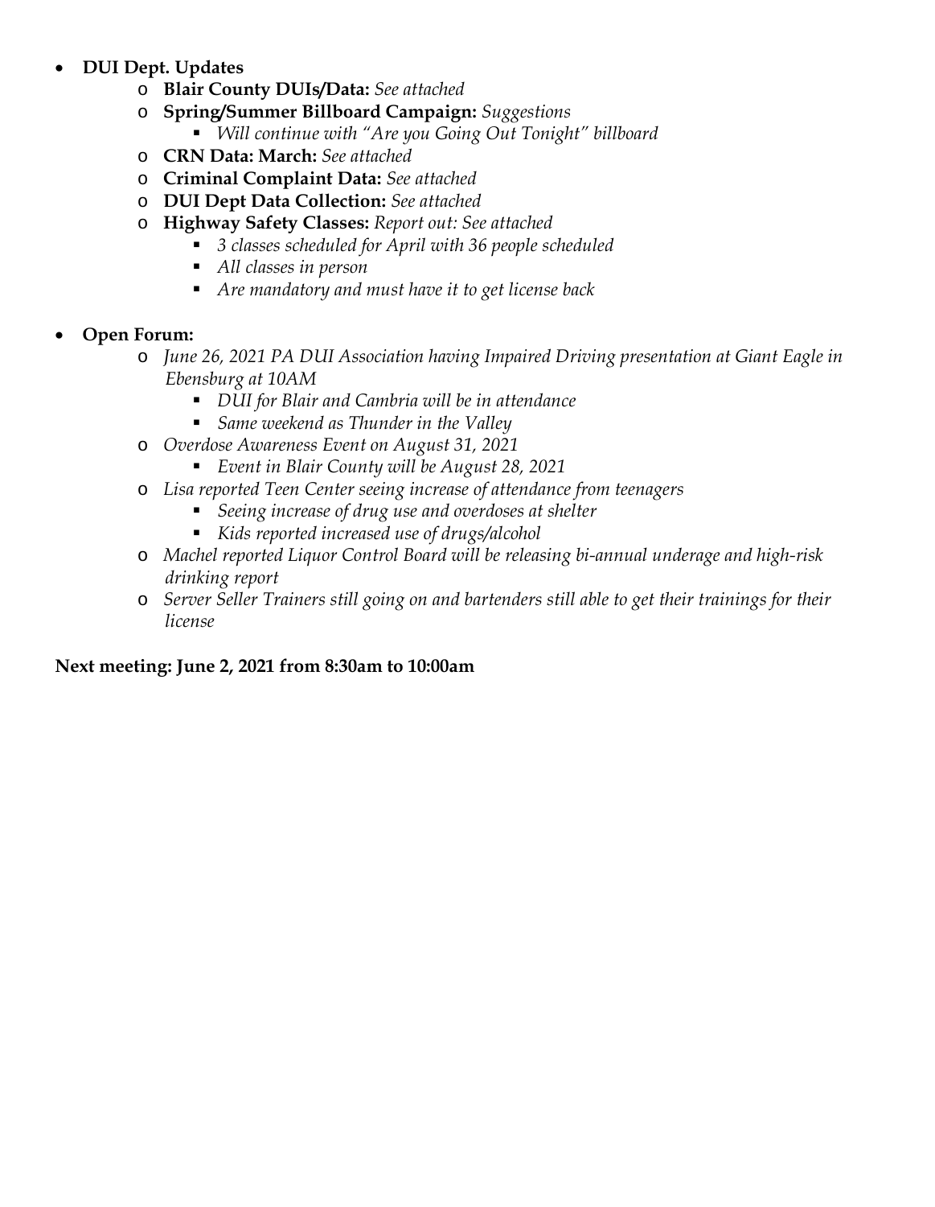- **DUI Dept. Updates**
  - **Blair County DUIs/Data:** *See attached*
  - **Spring/Summer Billboard Campaign:** *Suggestions*
    - *Will continue with "Are you Going Out Tonight" billboard*
  - **CRN Data: March:** *See attached*
  - **Criminal Complaint Data:** *See attached*
  - **DUI Dept Data Collection:** *See attached*
  - **Highway Safety Classes:** *Report out: See attached*
    - *3 classes scheduled for April with 36 people scheduled*
    - *All classes in person*
    - *Are mandatory and must have it to get license back*

- **Open Forum:**
  - *June 26, 2021 PA DUI Association having Impaired Driving presentation at Giant Eagle in Ebensburg at 10AM*
    - *DUI for Blair and Cambria will be in attendance*
    - *Same weekend as Thunder in the Valley*
  - *Overdose Awareness Event on August 31, 2021*
    - *Event in Blair County will be August 28, 2021*
  - *Lisa reported Teen Center seeing increase of attendance from teenagers*
    - *Seeing increase of drug use and overdoses at shelter*
    - *Kids reported increased use of drugs/alcohol*
  - *Machel reported Liquor Control Board will be releasing bi-annual underage and high-risk drinking report*
  - *Server Seller Trainers still going on and bartenders still able to get their trainings for their license*

**Next meeting: June 2, 2021 from 8:30am to 10:00am**